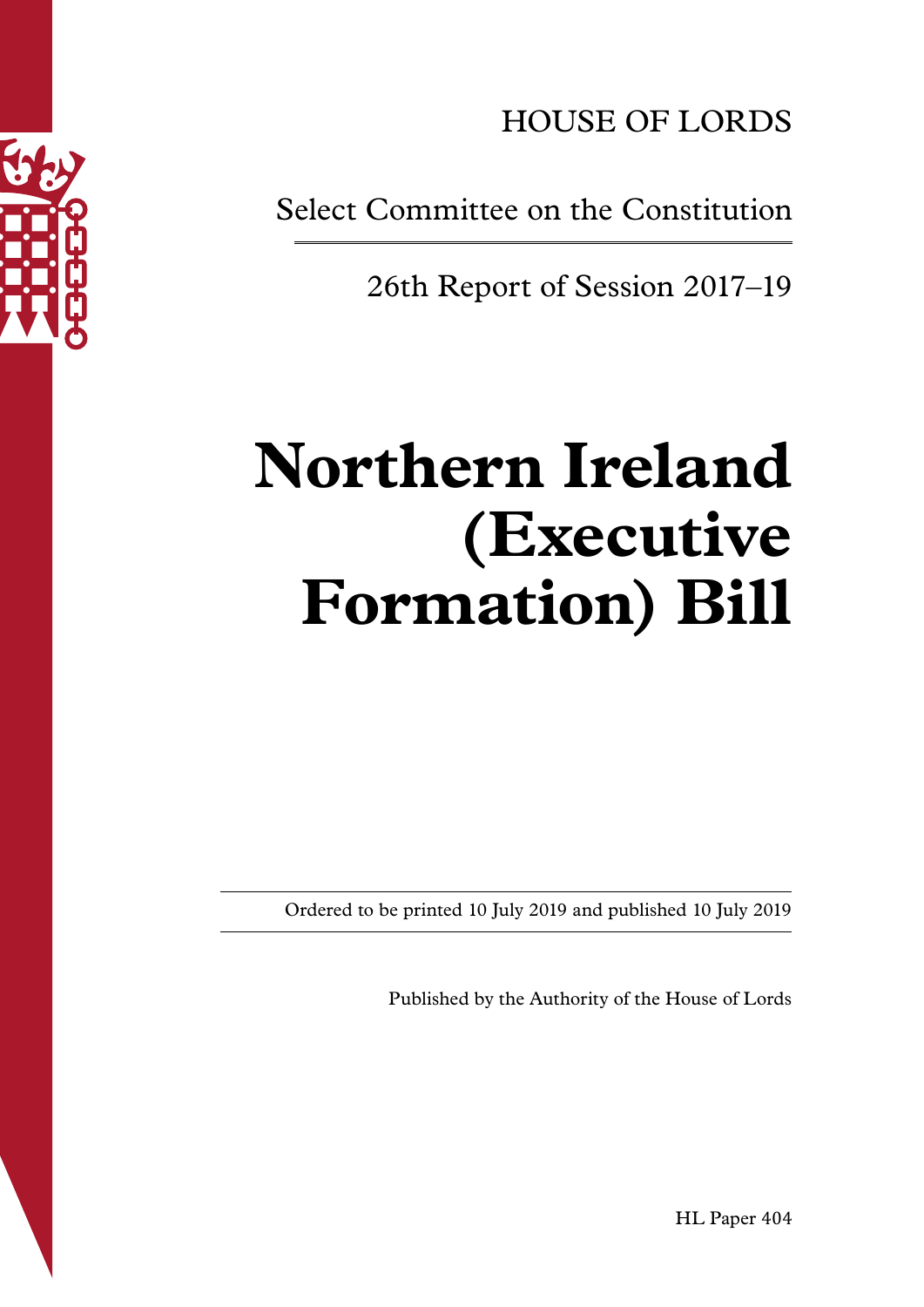HOUSE OF LORDS

Select Committee on the Constitution

26th Report of Session 2017–19

# Northern Ireland (Executive Formation) Bill

Ordered to be printed 10 July 2019 and published 10 July 2019

Published by the Authority of the House of Lords

HL Paper 404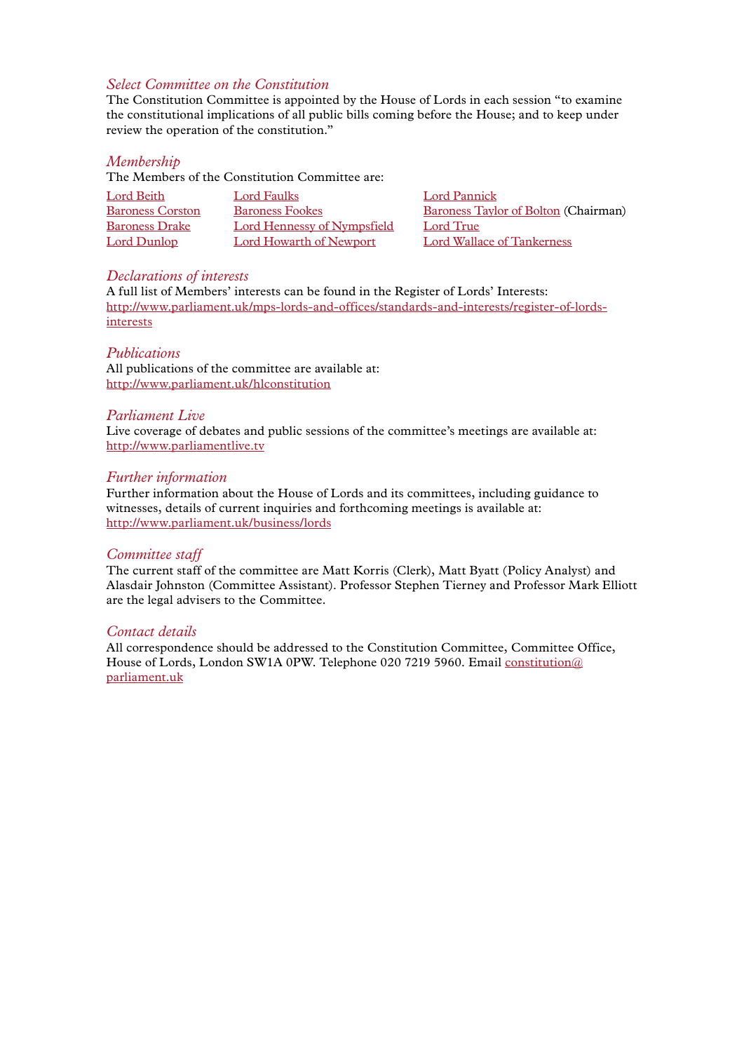### *Select Committee on the Constitution*

The Constitution Committee is appointed by the House of Lords in each session "to examine the constitutional implications of all public bills coming before the House; and to keep under review the operation of the constitution."

### *Membership*

The Members of the Constitution Committee are:

Lord Beith
Baroness Corston
Baroness Drake
Lord Dunlop
Lord Faulks
Baroness Fookes
Lord Hennessy of Nympsfield
Lord Howarth of Newport
Lord Pannick
Baroness Taylor of Bolton (Chairman)
Lord True
Lord Wallace of Tankerness

### *Declarations of interests*

A full list of Members' interests can be found in the Register of Lords' Interests:
http://www.parliament.uk/mps-lords-and-offices/standards-and-interests/register-of-lords-interests

### *Publications*

All publications of the committee are available at:
http://www.parliament.uk/hlconstitution

### *Parliament Live*

Live coverage of debates and public sessions of the committee's meetings are available at:
http://www.parliamentlive.tv

### *Further information*

Further information about the House of Lords and its committees, including guidance to witnesses, details of current inquiries and forthcoming meetings is available at:
http://www.parliament.uk/business/lords

### *Committee staff*

The current staff of the committee are Matt Korris (Clerk), Matt Byatt (Policy Analyst) and Alasdair Johnston (Committee Assistant). Professor Stephen Tierney and Professor Mark Elliott are the legal advisers to the Committee.

### *Contact details*

All correspondence should be addressed to the Constitution Committee, Committee Office, House of Lords, London SW1A 0PW. Telephone 020 7219 5960. Email constitution@parliament.uk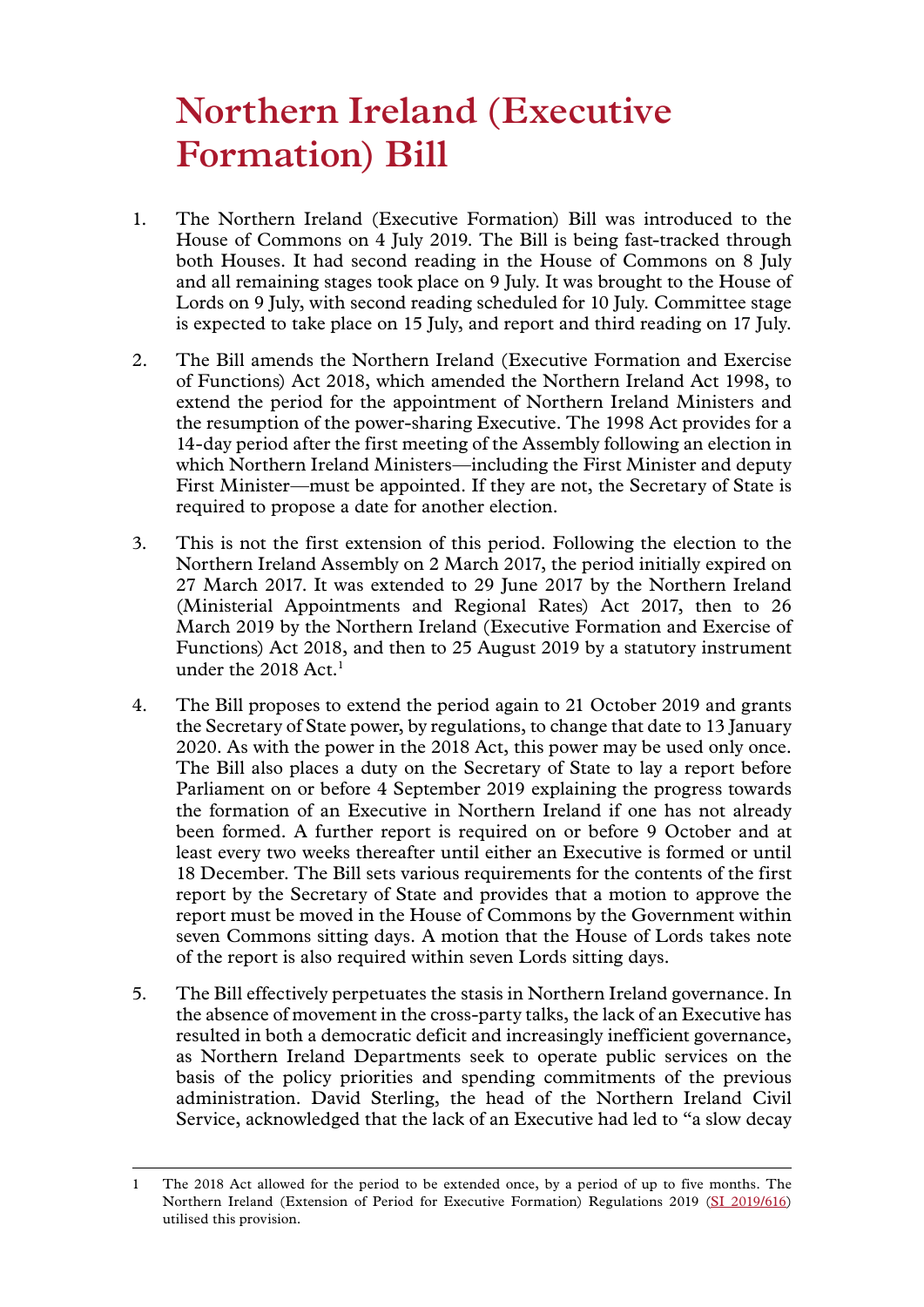# Northern Ireland (Executive Formation) Bill

1. The Northern Ireland (Executive Formation) Bill was introduced to the House of Commons on 4 July 2019. The Bill is being fast-tracked through both Houses. It had second reading in the House of Commons on 8 July and all remaining stages took place on 9 July. It was brought to the House of Lords on 9 July, with second reading scheduled for 10 July. Committee stage is expected to take place on 15 July, and report and third reading on 17 July.

2. The Bill amends the Northern Ireland (Executive Formation and Exercise of Functions) Act 2018, which amended the Northern Ireland Act 1998, to extend the period for the appointment of Northern Ireland Ministers and the resumption of the power-sharing Executive. The 1998 Act provides for a 14-day period after the first meeting of the Assembly following an election in which Northern Ireland Ministers—including the First Minister and deputy First Minister—must be appointed. If they are not, the Secretary of State is required to propose a date for another election.

3. This is not the first extension of this period. Following the election to the Northern Ireland Assembly on 2 March 2017, the period initially expired on 27 March 2017. It was extended to 29 June 2017 by the Northern Ireland (Ministerial Appointments and Regional Rates) Act 2017, then to 26 March 2019 by the Northern Ireland (Executive Formation and Exercise of Functions) Act 2018, and then to 25 August 2019 by a statutory instrument under the 2018 Act.[1]

4. The Bill proposes to extend the period again to 21 October 2019 and grants the Secretary of State power, by regulations, to change that date to 13 January 2020. As with the power in the 2018 Act, this power may be used only once. The Bill also places a duty on the Secretary of State to lay a report before Parliament on or before 4 September 2019 explaining the progress towards the formation of an Executive in Northern Ireland if one has not already been formed. A further report is required on or before 9 October and at least every two weeks thereafter until either an Executive is formed or until 18 December. The Bill sets various requirements for the contents of the first report by the Secretary of State and provides that a motion to approve the report must be moved in the House of Commons by the Government within seven Commons sitting days. A motion that the House of Lords takes note of the report is also required within seven Lords sitting days.

5. The Bill effectively perpetuates the stasis in Northern Ireland governance. In the absence of movement in the cross-party talks, the lack of an Executive has resulted in both a democratic deficit and increasingly inefficient governance, as Northern Ireland Departments seek to operate public services on the basis of the policy priorities and spending commitments of the previous administration. David Sterling, the head of the Northern Ireland Civil Service, acknowledged that the lack of an Executive had led to "a slow decay

---

1 The 2018 Act allowed for the period to be extended once, by a period of up to five months. The Northern Ireland (Extension of Period for Executive Formation) Regulations 2019 (SI 2019/616) utilised this provision.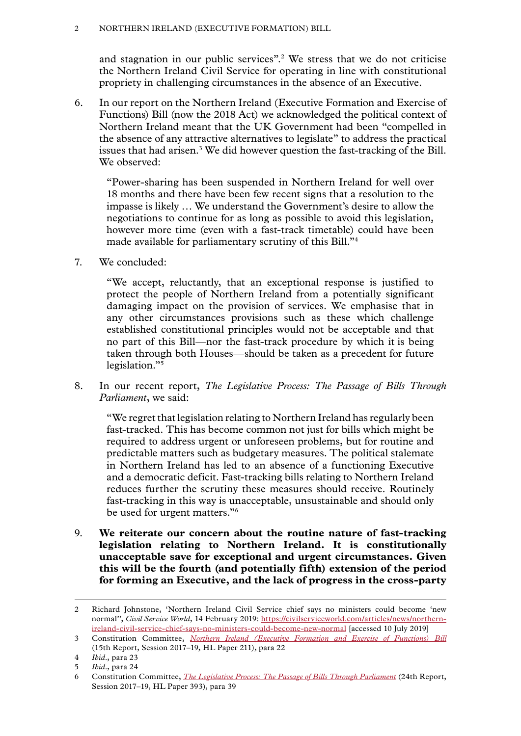and stagnation in our public services".[2] We stress that we do not criticise the Northern Ireland Civil Service for operating in line with constitutional propriety in challenging circumstances in the absence of an Executive.

6. In our report on the Northern Ireland (Executive Formation and Exercise of Functions) Bill (now the 2018 Act) we acknowledged the political context of Northern Ireland meant that the UK Government had been "compelled in the absence of any attractive alternatives to legislate" to address the practical issues that had arisen.[3] We did however question the fast-tracking of the Bill. We observed:

   "Power-sharing has been suspended in Northern Ireland for well over 18 months and there have been few recent signs that a resolution to the impasse is likely … We understand the Government's desire to allow the negotiations to continue for as long as possible to avoid this legislation, however more time (even with a fast-track timetable) could have been made available for parliamentary scrutiny of this Bill."[4]

7. We concluded:

   "We accept, reluctantly, that an exceptional response is justified to protect the people of Northern Ireland from a potentially significant damaging impact on the provision of services. We emphasise that in any other circumstances provisions such as these which challenge established constitutional principles would not be acceptable and that no part of this Bill—nor the fast-track procedure by which it is being taken through both Houses—should be taken as a precedent for future legislation."[5]

8. In our recent report, *The Legislative Process: The Passage of Bills Through Parliament*, we said:

   "We regret that legislation relating to Northern Ireland has regularly been fast-tracked. This has become common not just for bills which might be required to address urgent or unforeseen problems, but for routine and predictable matters such as budgetary measures. The political stalemate in Northern Ireland has led to an absence of a functioning Executive and a democratic deficit. Fast-tracking bills relating to Northern Ireland reduces further the scrutiny these measures should receive. Routinely fast-tracking in this way is unacceptable, unsustainable and should only be used for urgent matters."[6]

9. **We reiterate our concern about the routine nature of fast-tracking legislation relating to Northern Ireland. It is constitutionally unacceptable save for exceptional and urgent circumstances. Given this will be the fourth (and potentially fifth) extension of the period for forming an Executive, and the lack of progress in the cross-party**

---

2 Richard Johnstone, 'Northern Ireland Civil Service chief says no ministers could become 'new normal'', *Civil Service World*, 14 February 2019: https://civilserviceworld.com/articles/news/northern-ireland-civil-service-chief-says-no-ministers-could-become-new-normal [accessed 10 July 2019]

3 Constitution Committee, *Northern Ireland (Executive Formation and Exercise of Functions) Bill* (15th Report, Session 2017–19, HL Paper 211), para 22

4 *Ibid.*, para 23

5 *Ibid.*, para 24

6 Constitution Committee, *The Legislative Process: The Passage of Bills Through Parliament* (24th Report, Session 2017–19, HL Paper 393), para 39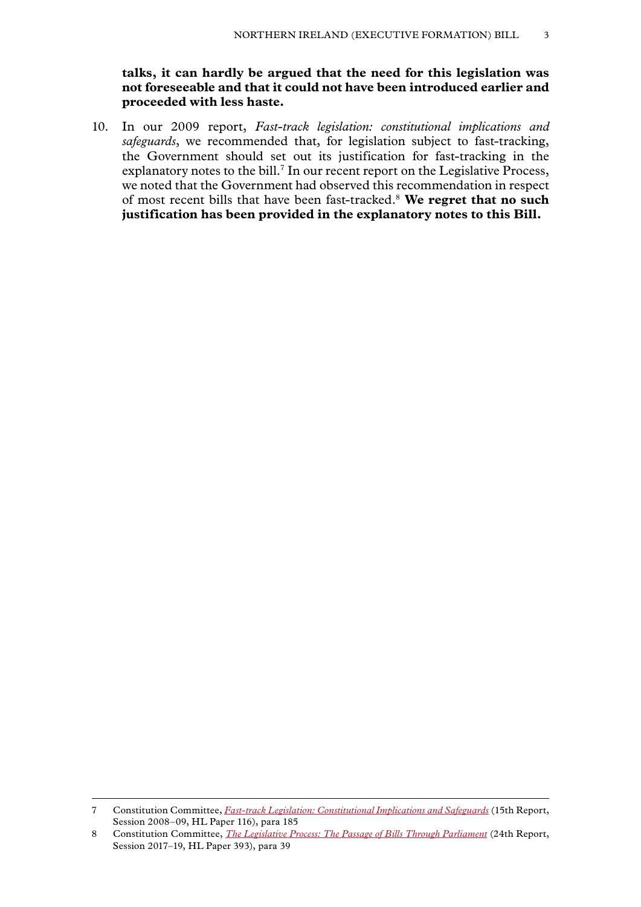**talks, it can hardly be argued that the need for this legislation was not foreseeable and that it could not have been introduced earlier and proceeded with less haste.**

10. In our 2009 report, *Fast-track legislation: constitutional implications and safeguards*, we recommended that, for legislation subject to fast-tracking, the Government should set out its justification for fast-tracking in the explanatory notes to the bill.[7] In our recent report on the Legislative Process, we noted that the Government had observed this recommendation in respect of most recent bills that have been fast-tracked.[8] **We regret that no such justification has been provided in the explanatory notes to this Bill.**

---

7 Constitution Committee, *Fast-track Legislation: Constitutional Implications and Safeguards* (15th Report, Session 2008–09, HL Paper 116), para 185

8 Constitution Committee, *The Legislative Process: The Passage of Bills Through Parliament* (24th Report, Session 2017–19, HL Paper 393), para 39